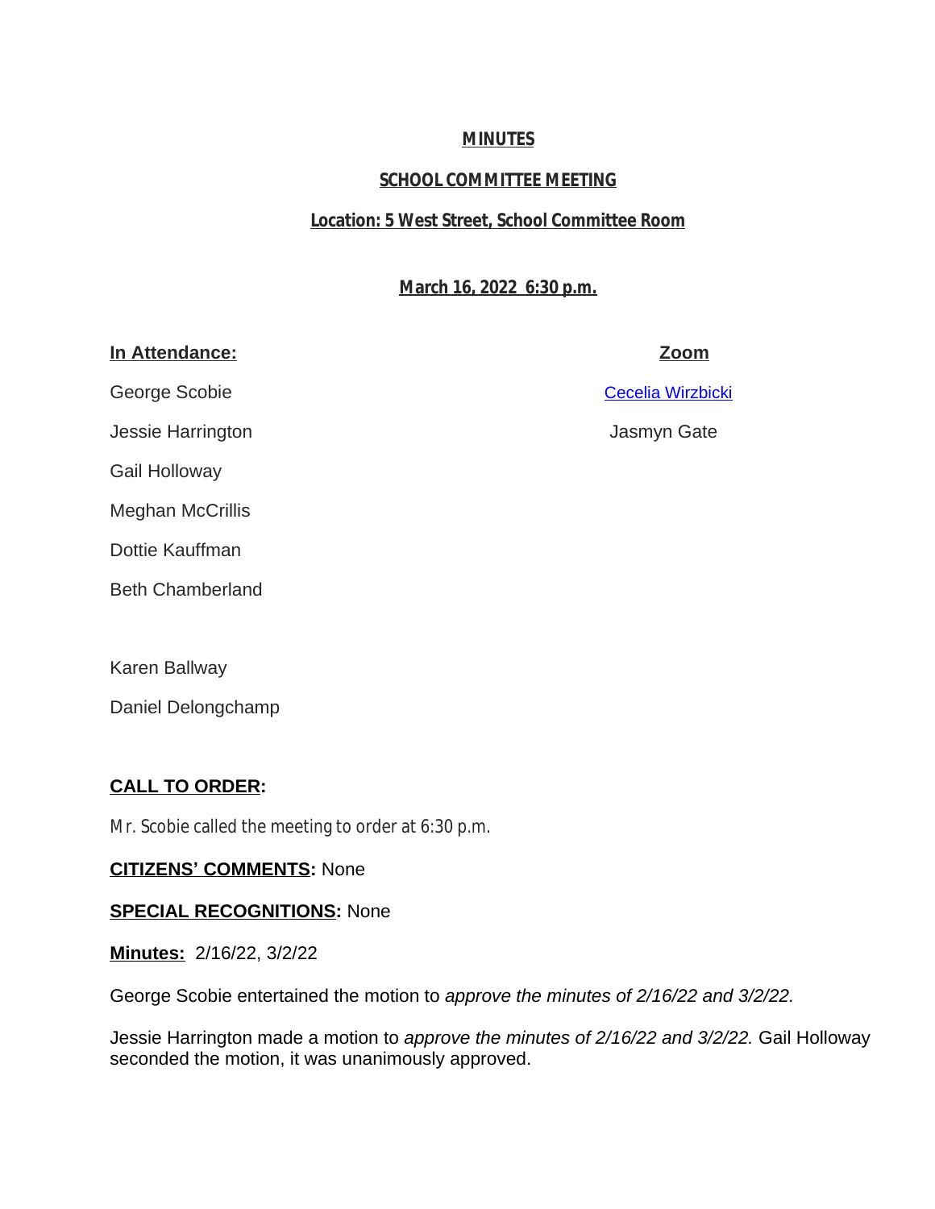**MINUTES**

**SCHOOL COMMITTEE MEETING**

**Location: 5 West Street, School Committee Room**

**March 16, 2022 6:30 p.m.**

| **In Attendance:** | **Zoom** |
|---|---|
| George Scobie | Cecelia Wirzbicki |
| Jessie Harrington | Jasmyn Gate |
| Gail Holloway | |
| Meghan McCrillis | |
| Dottie Kauffman | |
| Beth Chamberland | |
| | |
| Karen Ballway | |
| Daniel Delongchamp | |

**CALL TO ORDER:**

Mr. Scobie called the meeting to order at 6:30 p.m.

**CITIZENS' COMMENTS:** None

**SPECIAL RECOGNITIONS:** None

**Minutes:** 2/16/22, 3/2/22

George Scobie entertained the motion to *approve the minutes of 2/16/22 and 3/2/22.*

Jessie Harrington made a motion to *approve the minutes of 2/16/22 and 3/2/22.* Gail Holloway seconded the motion, it was unanimously approved.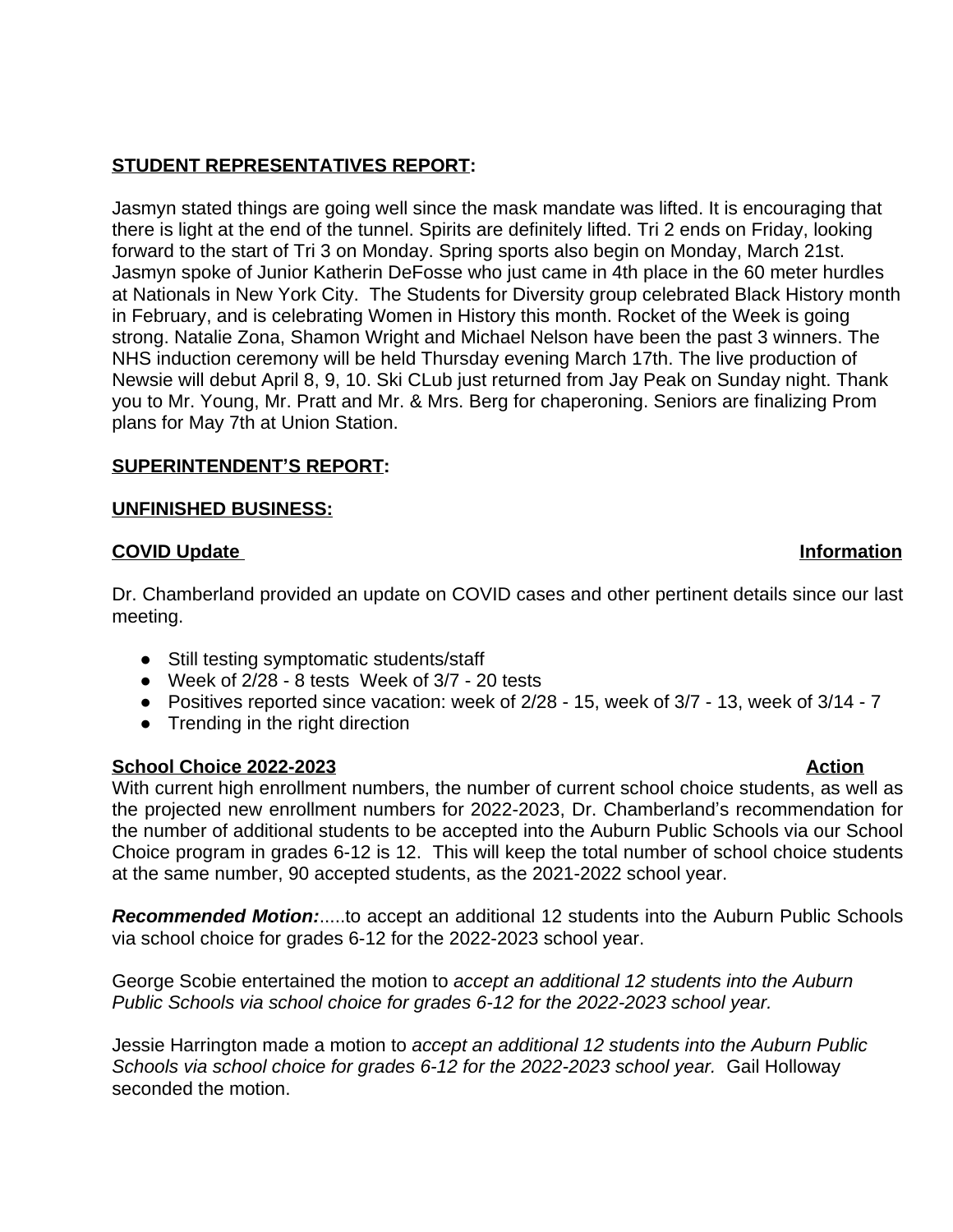**STUDENT REPRESENTATIVES REPORT:**

Jasmyn stated things are going well since the mask mandate was lifted. It is encouraging that there is light at the end of the tunnel. Spirits are definitely lifted. Tri 2 ends on Friday, looking forward to the start of Tri 3 on Monday. Spring sports also begin on Monday, March 21st. Jasmyn spoke of Junior Katherin DeFosse who just came in 4th place in the 60 meter hurdles at Nationals in New York City. The Students for Diversity group celebrated Black History month in February, and is celebrating Women in History this month. Rocket of the Week is going strong. Natalie Zona, Shamon Wright and Michael Nelson have been the past 3 winners. The NHS induction ceremony will be held Thursday evening March 17th. The live production of Newsie will debut April 8, 9, 10. Ski CLub just returned from Jay Peak on Sunday night. Thank you to Mr. Young, Mr. Pratt and Mr. & Mrs. Berg for chaperoning. Seniors are finalizing Prom plans for May 7th at Union Station.

**SUPERINTENDENT'S REPORT:**

**UNFINISHED BUSINESS:**

**COVID Update** — **Information**

Dr. Chamberland provided an update on COVID cases and other pertinent details since our last meeting.

- Still testing symptomatic students/staff
- Week of 2/28 - 8 tests Week of 3/7 - 20 tests
- Positives reported since vacation: week of 2/28 - 15, week of 3/7 - 13, week of 3/14 - 7
- Trending in the right direction

**School Choice 2022-2023** — **Action**

With current high enrollment numbers, the number of current school choice students, as well as the projected new enrollment numbers for 2022-2023, Dr. Chamberland's recommendation for the number of additional students to be accepted into the Auburn Public Schools via our School Choice program in grades 6-12 is 12. This will keep the total number of school choice students at the same number, 90 accepted students, as the 2021-2022 school year.

***Recommended Motion:***.....to accept an additional 12 students into the Auburn Public Schools via school choice for grades 6-12 for the 2022-2023 school year.

George Scobie entertained the motion to *accept an additional 12 students into the Auburn Public Schools via school choice for grades 6-12 for the 2022-2023 school year.*

Jessie Harrington made a motion to *accept an additional 12 students into the Auburn Public Schools via school choice for grades 6-12 for the 2022-2023 school year.* Gail Holloway seconded the motion.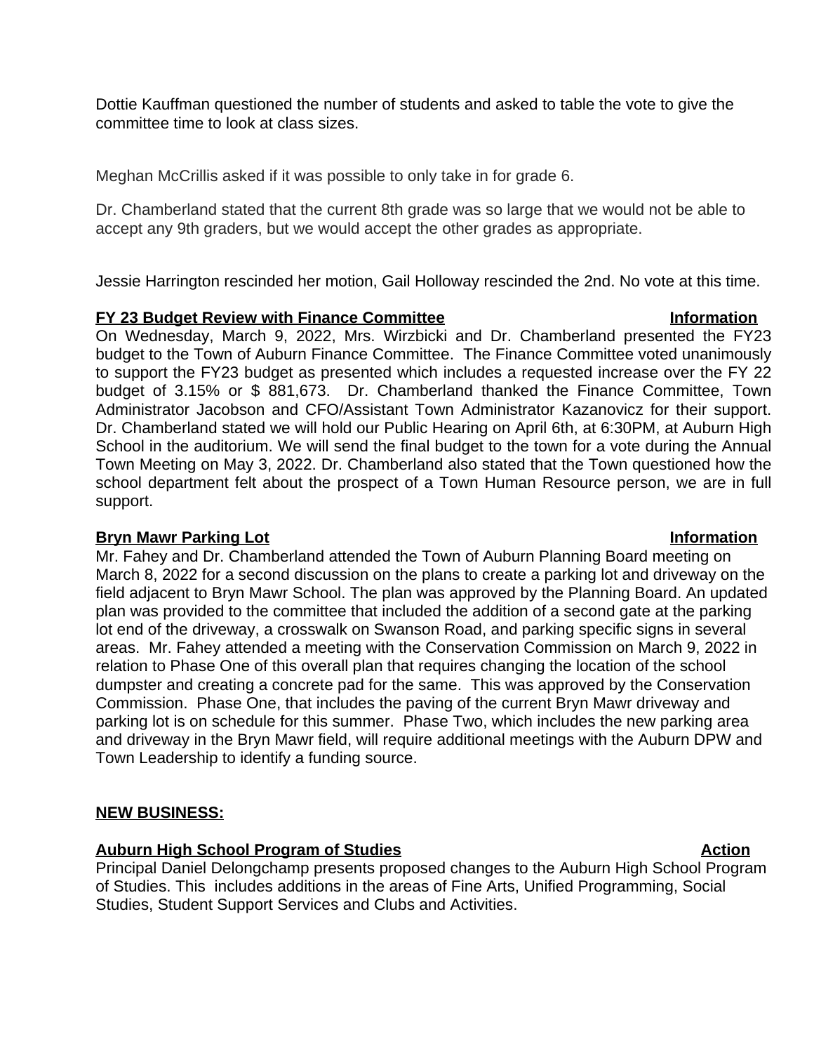Dottie Kauffman questioned the number of students and asked to table the vote to give the committee time to look at class sizes.

Meghan McCrillis asked if it was possible to only take in for grade 6.

Dr. Chamberland stated that the current 8th grade was so large that we would not be able to accept any 9th graders, but we would accept the other grades as appropriate.

Jessie Harrington rescinded her motion, Gail Holloway rescinded the 2nd. No vote at this time.

**FY 23 Budget Review with Finance Committee** **Information**

On Wednesday, March 9, 2022, Mrs. Wirzbicki and Dr. Chamberland presented the FY23 budget to the Town of Auburn Finance Committee. The Finance Committee voted unanimously to support the FY23 budget as presented which includes a requested increase over the FY 22 budget of 3.15% or $ 881,673. Dr. Chamberland thanked the Finance Committee, Town Administrator Jacobson and CFO/Assistant Town Administrator Kazanovicz for their support. Dr. Chamberland stated we will hold our Public Hearing on April 6th, at 6:30PM, at Auburn High School in the auditorium. We will send the final budget to the town for a vote during the Annual Town Meeting on May 3, 2022. Dr. Chamberland also stated that the Town questioned how the school department felt about the prospect of a Town Human Resource person, we are in full support.

**Bryn Mawr Parking Lot** **Information**

Mr. Fahey and Dr. Chamberland attended the Town of Auburn Planning Board meeting on March 8, 2022 for a second discussion on the plans to create a parking lot and driveway on the field adjacent to Bryn Mawr School. The plan was approved by the Planning Board. An updated plan was provided to the committee that included the addition of a second gate at the parking lot end of the driveway, a crosswalk on Swanson Road, and parking specific signs in several areas. Mr. Fahey attended a meeting with the Conservation Commission on March 9, 2022 in relation to Phase One of this overall plan that requires changing the location of the school dumpster and creating a concrete pad for the same. This was approved by the Conservation Commission. Phase One, that includes the paving of the current Bryn Mawr driveway and parking lot is on schedule for this summer. Phase Two, which includes the new parking area and driveway in the Bryn Mawr field, will require additional meetings with the Auburn DPW and Town Leadership to identify a funding source.

**NEW BUSINESS:**

**Auburn High School Program of Studies** **Action**

Principal Daniel Delongchamp presents proposed changes to the Auburn High School Program of Studies. This includes additions in the areas of Fine Arts, Unified Programming, Social Studies, Student Support Services and Clubs and Activities.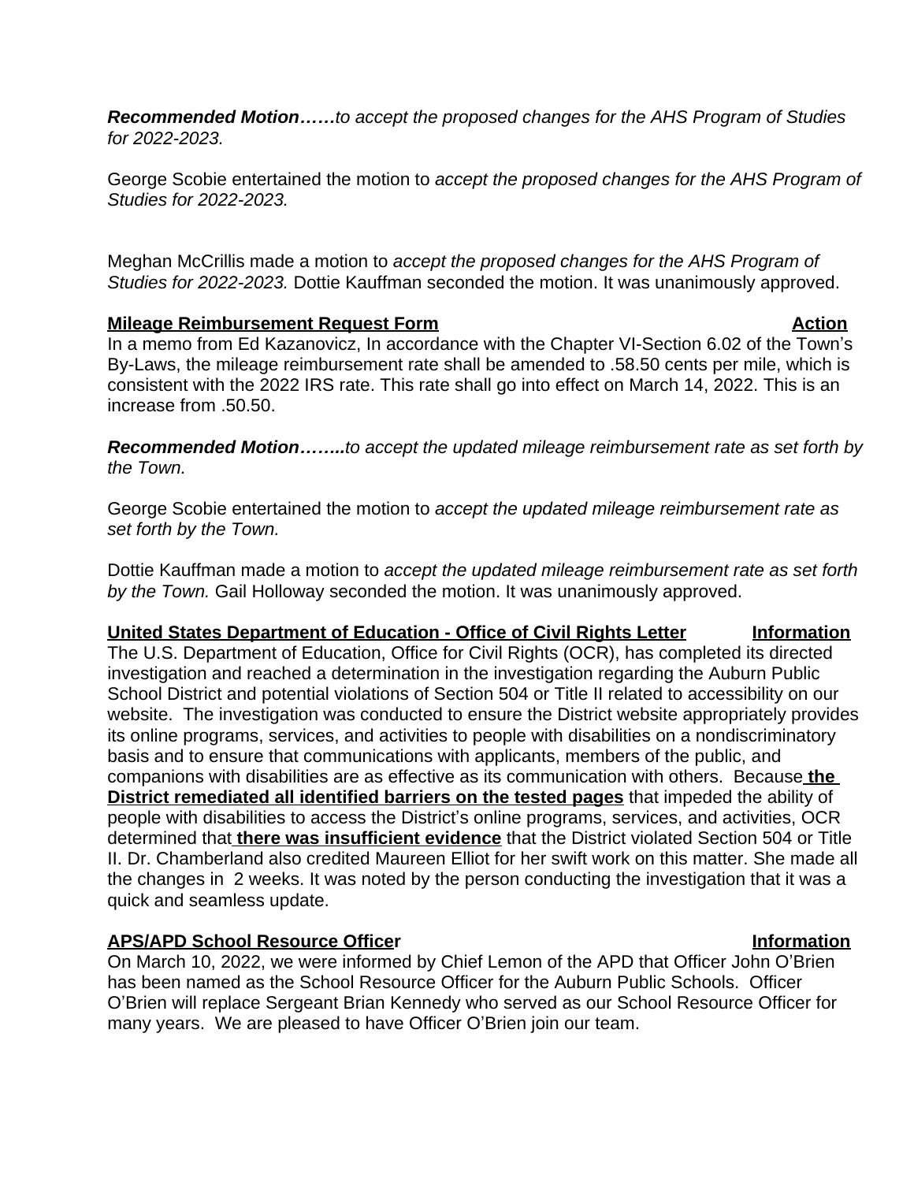***Recommended Motion……****to accept the proposed changes for the AHS Program of Studies for 2022-2023.*

George Scobie entertained the motion to *accept the proposed changes for the AHS Program of Studies for 2022-2023.*

Meghan McCrillis made a motion to *accept the proposed changes for the AHS Program of Studies for 2022-2023.* Dottie Kauffman seconded the motion. It was unanimously approved.

**<u>Mileage Reimbursement Request Form</u>** **<u>Action</u>**

In a memo from Ed Kazanovicz, In accordance with the Chapter VI-Section 6.02 of the Town's By-Laws, the mileage reimbursement rate shall be amended to .58.50 cents per mile, which is consistent with the 2022 IRS rate. This rate shall go into effect on March 14, 2022. This is an increase from .50.50.

***Recommended Motion……..****to accept the updated mileage reimbursement rate as set forth by the Town.*

George Scobie entertained the motion to *accept the updated mileage reimbursement rate as set forth by the Town.*

Dottie Kauffman made a motion to *accept the updated mileage reimbursement rate as set forth by the Town.* Gail Holloway seconded the motion. It was unanimously approved.

**<u>United States Department of Education - Office of Civil Rights Letter</u>** **<u>Information</u>**

The U.S. Department of Education, Office for Civil Rights (OCR), has completed its directed investigation and reached a determination in the investigation regarding the Auburn Public School District and potential violations of Section 504 or Title II related to accessibility on our website. The investigation was conducted to ensure the District website appropriately provides its online programs, services, and activities to people with disabilities on a nondiscriminatory basis and to ensure that communications with applicants, members of the public, and companions with disabilities are as effective as its communication with others. Because **<u>the District remediated all identified barriers on the tested pages</u>** that impeded the ability of people with disabilities to access the District's online programs, services, and activities, OCR determined that **<u>there was insufficient evidence</u>** that the District violated Section 504 or Title II. Dr. Chamberland also credited Maureen Elliot for her swift work on this matter. She made all the changes in 2 weeks. It was noted by the person conducting the investigation that it was a quick and seamless update.

**<u>APS/APD School Resource Officer</u>** **<u>Information</u>**

On March 10, 2022, we were informed by Chief Lemon of the APD that Officer John O'Brien has been named as the School Resource Officer for the Auburn Public Schools. Officer O'Brien will replace Sergeant Brian Kennedy who served as our School Resource Officer for many years. We are pleased to have Officer O'Brien join our team.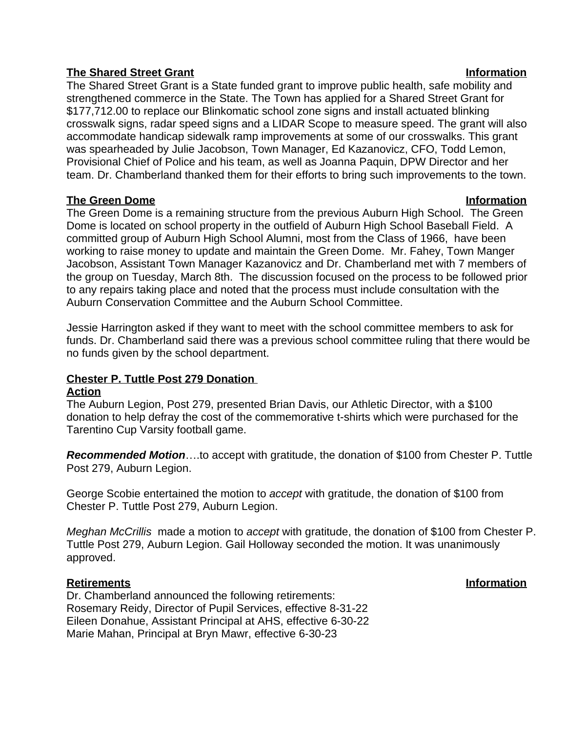**The Shared Street Grant** **Information**

The Shared Street Grant is a State funded grant to improve public health, safe mobility and strengthened commerce in the State. The Town has applied for a Shared Street Grant for $177,712.00 to replace our Blinkomatic school zone signs and install actuated blinking crosswalk signs, radar speed signs and a LIDAR Scope to measure speed. The grant will also accommodate handicap sidewalk ramp improvements at some of our crosswalks. This grant was spearheaded by Julie Jacobson, Town Manager, Ed Kazanovicz, CFO, Todd Lemon, Provisional Chief of Police and his team, as well as Joanna Paquin, DPW Director and her team. Dr. Chamberland thanked them for their efforts to bring such improvements to the town.

**The Green Dome** **Information**

The Green Dome is a remaining structure from the previous Auburn High School. The Green Dome is located on school property in the outfield of Auburn High School Baseball Field. A committed group of Auburn High School Alumni, most from the Class of 1966, have been working to raise money to update and maintain the Green Dome. Mr. Fahey, Town Manger Jacobson, Assistant Town Manager Kazanovicz and Dr. Chamberland met with 7 members of the group on Tuesday, March 8th. The discussion focused on the process to be followed prior to any repairs taking place and noted that the process must include consultation with the Auburn Conservation Committee and the Auburn School Committee.

Jessie Harrington asked if they want to meet with the school committee members to ask for funds. Dr. Chamberland said there was a previous school committee ruling that there would be no funds given by the school department.

**Chester P. Tuttle Post 279 Donation**
**Action**

The Auburn Legion, Post 279, presented Brian Davis, our Athletic Director, with a $100 donation to help defray the cost of the commemorative t-shirts which were purchased for the Tarentino Cup Varsity football game.

***Recommended Motion***….to accept with gratitude, the donation of $100 from Chester P. Tuttle Post 279, Auburn Legion.

George Scobie entertained the motion to *accept* with gratitude, the donation of $100 from Chester P. Tuttle Post 279, Auburn Legion.

*Meghan McCrillis* made a motion to *accept* with gratitude, the donation of $100 from Chester P. Tuttle Post 279, Auburn Legion. Gail Holloway seconded the motion. It was unanimously approved.

**Retirements** **Information**

Dr. Chamberland announced the following retirements:
Rosemary Reidy, Director of Pupil Services, effective 8-31-22
Eileen Donahue, Assistant Principal at AHS, effective 6-30-22
Marie Mahan, Principal at Bryn Mawr, effective 6-30-23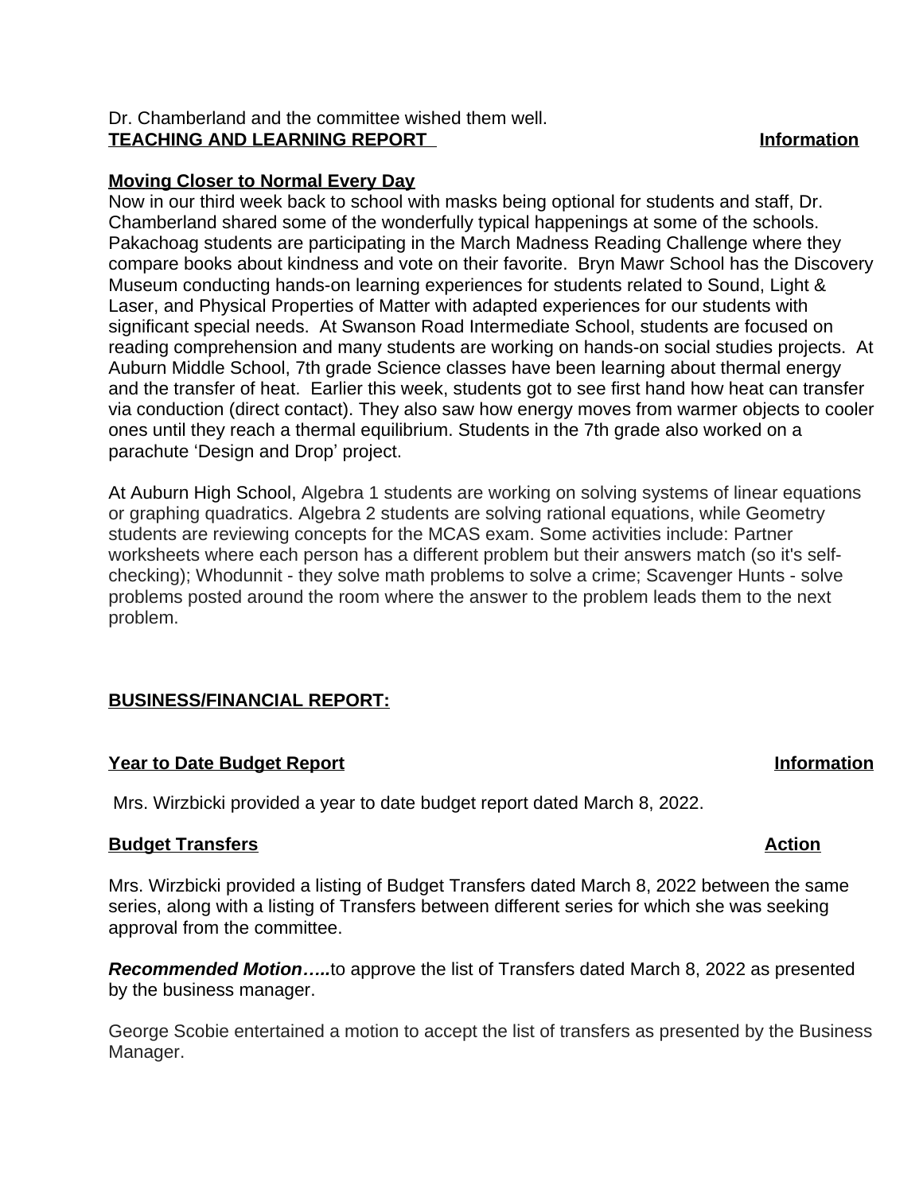Dr. Chamberland and the committee wished them well.

**TEACHING AND LEARNING REPORT** **Information**

**Moving Closer to Normal Every Day**

Now in our third week back to school with masks being optional for students and staff, Dr. Chamberland shared some of the wonderfully typical happenings at some of the schools. Pakachoag students are participating in the March Madness Reading Challenge where they compare books about kindness and vote on their favorite. Bryn Mawr School has the Discovery Museum conducting hands-on learning experiences for students related to Sound, Light & Laser, and Physical Properties of Matter with adapted experiences for our students with significant special needs. At Swanson Road Intermediate School, students are focused on reading comprehension and many students are working on hands-on social studies projects. At Auburn Middle School, 7th grade Science classes have been learning about thermal energy and the transfer of heat. Earlier this week, students got to see first hand how heat can transfer via conduction (direct contact). They also saw how energy moves from warmer objects to cooler ones until they reach a thermal equilibrium. Students in the 7th grade also worked on a parachute 'Design and Drop' project.

At Auburn High School, Algebra 1 students are working on solving systems of linear equations or graphing quadratics. Algebra 2 students are solving rational equations, while Geometry students are reviewing concepts for the MCAS exam. Some activities include: Partner worksheets where each person has a different problem but their answers match (so it's self-checking); Whodunnit - they solve math problems to solve a crime; Scavenger Hunts - solve problems posted around the room where the answer to the problem leads them to the next problem.

**BUSINESS/FINANCIAL REPORT:**

**Year to Date Budget Report** **Information**

Mrs. Wirzbicki provided a year to date budget report dated March 8, 2022.

**Budget Transfers** **Action**

Mrs. Wirzbicki provided a listing of Budget Transfers dated March 8, 2022 between the same series, along with a listing of Transfers between different series for which she was seeking approval from the committee.

***Recommended Motion…..***to approve the list of Transfers dated March 8, 2022 as presented by the business manager.

George Scobie entertained a motion to accept the list of transfers as presented by the Business Manager.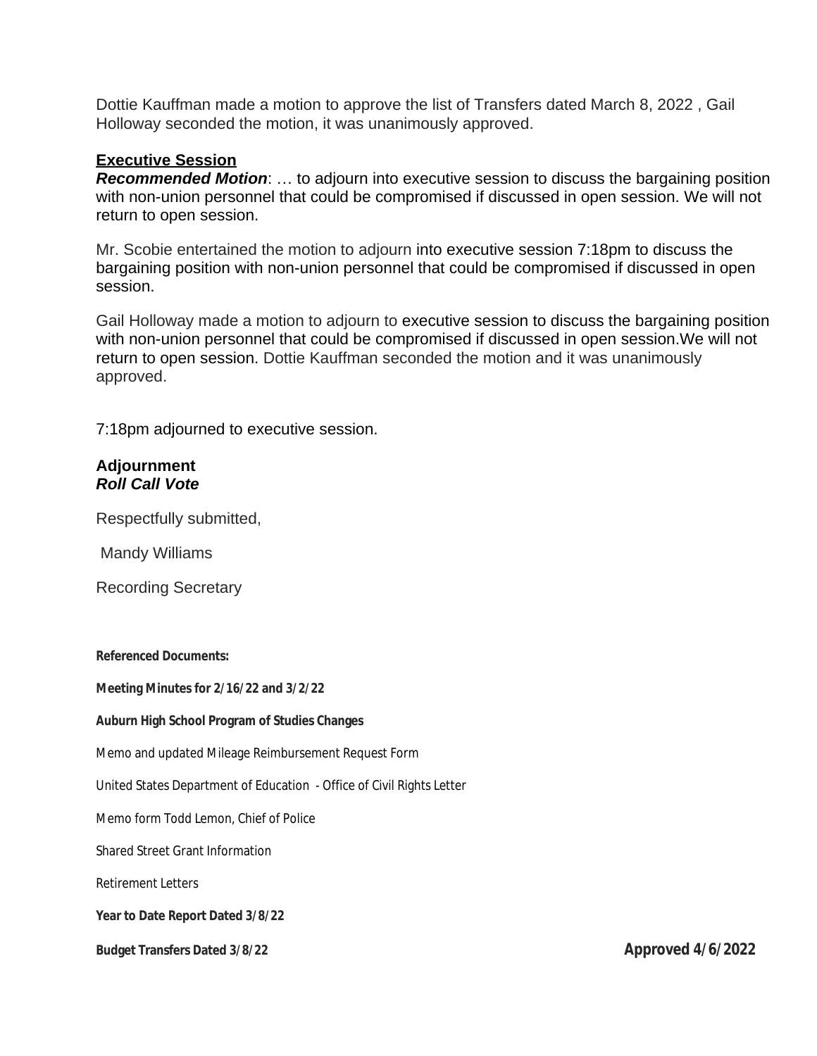Dottie Kauffman made a motion to approve the list of Transfers dated March 8, 2022 , Gail Holloway seconded the motion, it was unanimously approved.

**Executive Session**

***Recommended Motion***: … to adjourn into executive session to discuss the bargaining position with non-union personnel that could be compromised if discussed in open session. We will not return to open session.

Mr. Scobie entertained the motion to adjourn into executive session 7:18pm to discuss the bargaining position with non-union personnel that could be compromised if discussed in open session.

Gail Holloway made a motion to adjourn to executive session to discuss the bargaining position with non-union personnel that could be compromised if discussed in open session.We will not return to open session. Dottie Kauffman seconded the motion and it was unanimously approved.

7:18pm adjourned to executive session.

**Adjournment**
***Roll Call Vote***

Respectfully submitted,

Mandy Williams

Recording Secretary

**Referenced Documents:**

**Meeting Minutes for 2/16/22 and 3/2/22**

**Auburn High School Program of Studies Changes**

Memo and updated Mileage Reimbursement Request Form

United States Department of Education - Office of Civil Rights Letter

Memo form Todd Lemon, Chief of Police

Shared Street Grant Information

Retirement Letters

**Year to Date Report Dated 3/8/22**

**Budget Transfers Dated 3/8/22**

**Approved 4/6/2022**